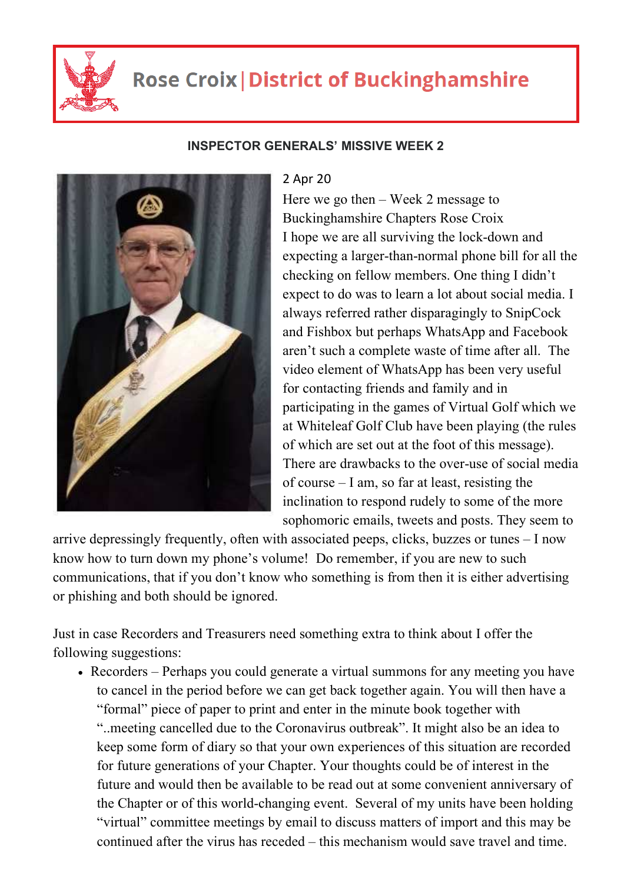# Rose Croix | District of Buckinghamshire

## INSPECTOR GENERALS' MISSIVE WEEK 2

2 Apr 20

Here we go then – Week 2 message to Buckinghamshire Chapters Rose Croix

I hope we are all surviving the lock-down and expecting a larger-than-normal phone bill for all the checking on fellow members. One thing I didn't expect to do was to learn a lot about social media. I always referred rather disparagingly to SnipCock and Fishbox but perhaps WhatsApp and Facebook aren't such a complete waste of time after all. The video element of WhatsApp has been very useful for contacting friends and family and in participating in the games of Virtual Golf which we at Whiteleaf Golf Club have been playing (the rules of which are set out at the foot of this message). There are drawbacks to the over-use of social media of course – I am, so far at least, resisting the inclination to respond rudely to some of the more sophomoric emails, tweets and posts. They seem to arrive depressingly frequently, often with associated peeps, clicks, buzzes or tunes – I now know how to turn down my phone's volume! Do remember, if you are new to such communications, that if you don't know who something is from then it is either advertising or phishing and both should be ignored.

Just in case Recorders and Treasurers need something extra to think about I offer the following suggestions:

- Recorders – Perhaps you could generate a virtual summons for any meeting you have to cancel in the period before we can get back together again. You will then have a "formal" piece of paper to print and enter in the minute book together with "..meeting cancelled due to the Coronavirus outbreak". It might also be an idea to keep some form of diary so that your own experiences of this situation are recorded for future generations of your Chapter. Your thoughts could be of interest in the future and would then be available to be read out at some convenient anniversary of the Chapter or of this world-changing event. Several of my units have been holding "virtual" committee meetings by email to discuss matters of import and this may be continued after the virus has receded – this mechanism would save travel and time.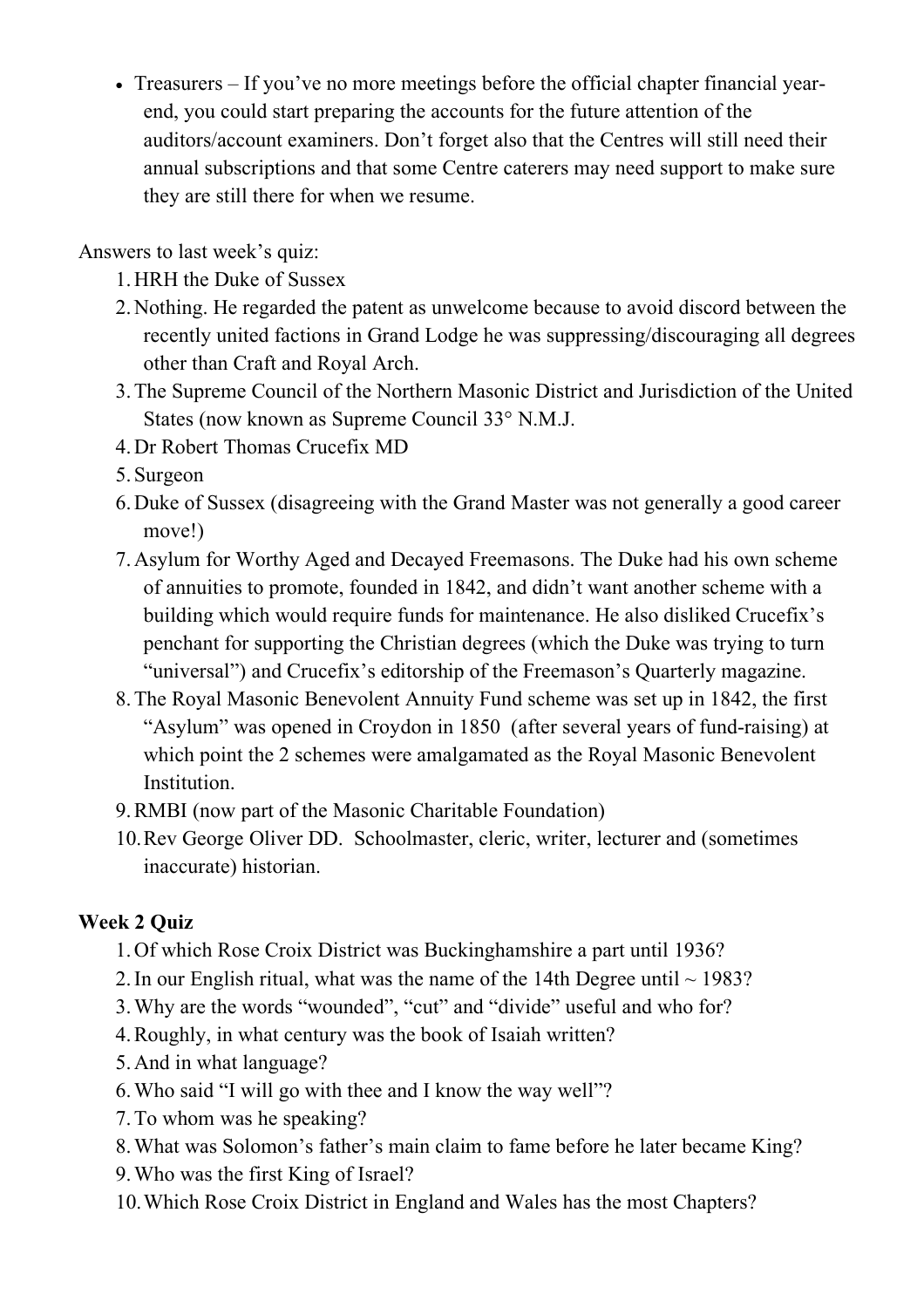- Treasurers – If you've no more meetings before the official chapter financial year-end, you could start preparing the accounts for the future attention of the auditors/account examiners. Don't forget also that the Centres will still need their annual subscriptions and that some Centre caterers may need support to make sure they are still there for when we resume.

Answers to last week's quiz:

1. HRH the Duke of Sussex
2. Nothing. He regarded the patent as unwelcome because to avoid discord between the recently united factions in Grand Lodge he was suppressing/discouraging all degrees other than Craft and Royal Arch.
3. The Supreme Council of the Northern Masonic District and Jurisdiction of the United States (now known as Supreme Council 33° N.M.J.
4. Dr Robert Thomas Crucefix MD
5. Surgeon
6. Duke of Sussex (disagreeing with the Grand Master was not generally a good career move!)
7. Asylum for Worthy Aged and Decayed Freemasons. The Duke had his own scheme of annuities to promote, founded in 1842, and didn't want another scheme with a building which would require funds for maintenance. He also disliked Crucefix's penchant for supporting the Christian degrees (which the Duke was trying to turn "universal") and Crucefix's editorship of the Freemason's Quarterly magazine.
8. The Royal Masonic Benevolent Annuity Fund scheme was set up in 1842, the first "Asylum" was opened in Croydon in 1850 (after several years of fund-raising) at which point the 2 schemes were amalgamated as the Royal Masonic Benevolent Institution.
9. RMBI (now part of the Masonic Charitable Foundation)
10. Rev George Oliver DD. Schoolmaster, cleric, writer, lecturer and (sometimes inaccurate) historian.

**Week 2 Quiz**

1. Of which Rose Croix District was Buckinghamshire a part until 1936?
2. In our English ritual, what was the name of the 14th Degree until ~ 1983?
3. Why are the words "wounded", "cut" and "divide" useful and who for?
4. Roughly, in what century was the book of Isaiah written?
5. And in what language?
6. Who said "I will go with thee and I know the way well"?
7. To whom was he speaking?
8. What was Solomon's father's main claim to fame before he later became King?
9. Who was the first King of Israel?
10. Which Rose Croix District in England and Wales has the most Chapters?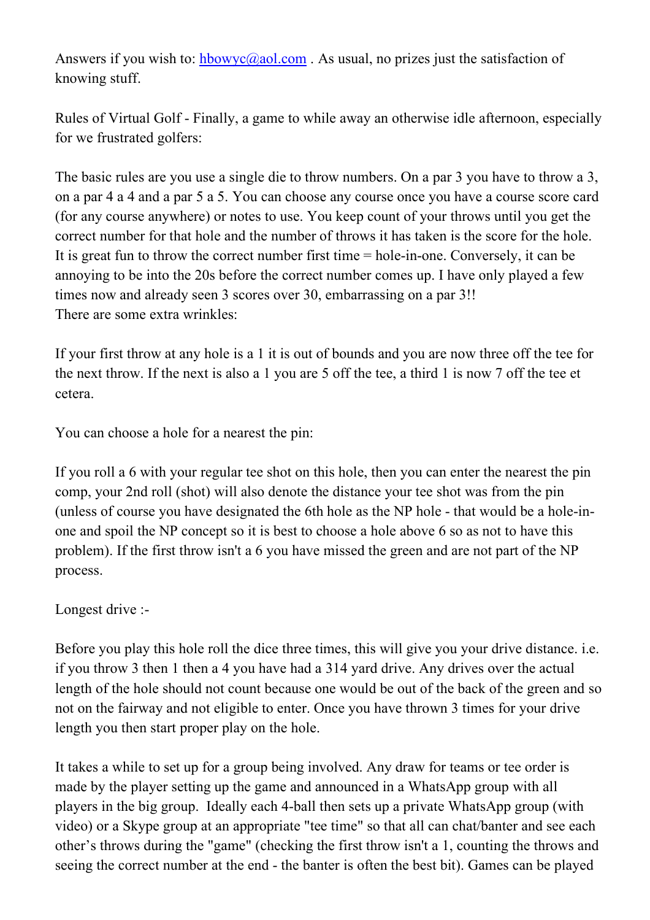Answers if you wish to: hbowyc@aol.com . As usual, no prizes just the satisfaction of knowing stuff.

Rules of Virtual Golf - Finally, a game to while away an otherwise idle afternoon, especially for we frustrated golfers:

The basic rules are you use a single die to throw numbers. On a par 3 you have to throw a 3, on a par 4 a 4 and a par 5 a 5. You can choose any course once you have a course score card (for any course anywhere) or notes to use. You keep count of your throws until you get the correct number for that hole and the number of throws it has taken is the score for the hole. It is great fun to throw the correct number first time = hole-in-one. Conversely, it can be annoying to be into the 20s before the correct number comes up. I have only played a few times now and already seen 3 scores over 30, embarrassing on a par 3!!
There are some extra wrinkles:

If your first throw at any hole is a 1 it is out of bounds and you are now three off the tee for the next throw. If the next is also a 1 you are 5 off the tee, a third 1 is now 7 off the tee et cetera.

You can choose a hole for a nearest the pin:

If you roll a 6 with your regular tee shot on this hole, then you can enter the nearest the pin comp, your 2nd roll (shot) will also denote the distance your tee shot was from the pin (unless of course you have designated the 6th hole as the NP hole - that would be a hole-in-one and spoil the NP concept so it is best to choose a hole above 6 so as not to have this problem). If the first throw isn't a 6 you have missed the green and are not part of the NP process.

Longest drive :-

Before you play this hole roll the dice three times, this will give you your drive distance. i.e. if you throw 3 then 1 then a 4 you have had a 314 yard drive. Any drives over the actual length of the hole should not count because one would be out of the back of the green and so not on the fairway and not eligible to enter. Once you have thrown 3 times for your drive length you then start proper play on the hole.

It takes a while to set up for a group being involved. Any draw for teams or tee order is made by the player setting up the game and announced in a WhatsApp group with all players in the big group. Ideally each 4-ball then sets up a private WhatsApp group (with video) or a Skype group at an appropriate "tee time" so that all can chat/banter and see each other's throws during the "game" (checking the first throw isn't a 1, counting the throws and seeing the correct number at the end - the banter is often the best bit). Games can be played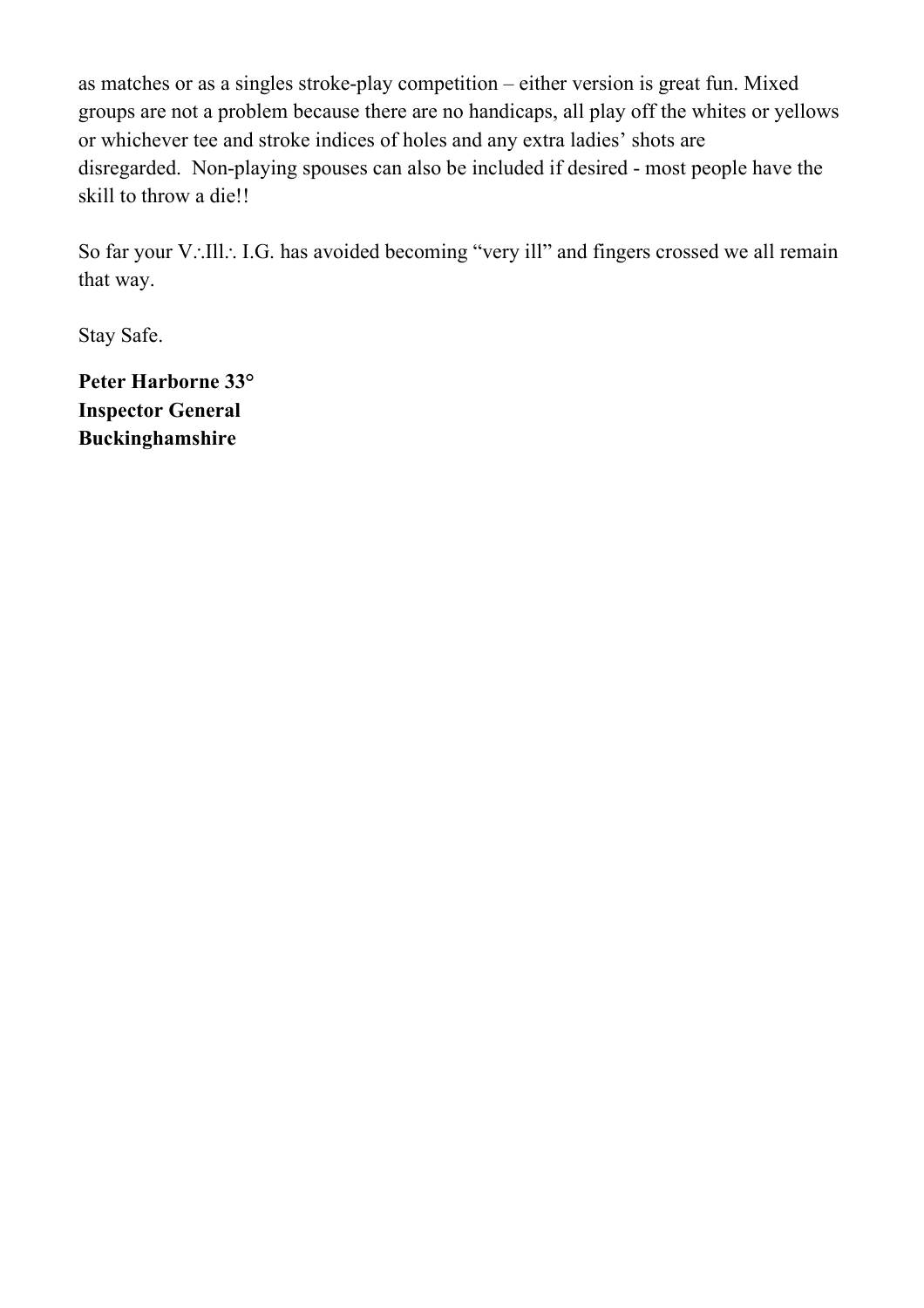as matches or as a singles stroke-play competition – either version is great fun. Mixed groups are not a problem because there are no handicaps, all play off the whites or yellows or whichever tee and stroke indices of holes and any extra ladies' shots are disregarded. Non-playing spouses can also be included if desired - most people have the skill to throw a die!!

So far your V∴Ill∴ I.G. has avoided becoming "very ill" and fingers crossed we all remain that way.

Stay Safe.

**Peter Harborne 33°**
**Inspector General**
**Buckinghamshire**